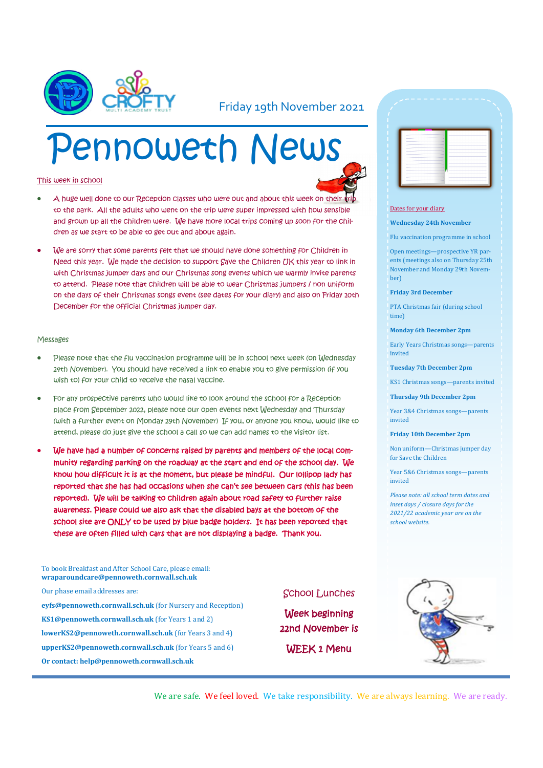Friday 19th November 2021

# Pennoweth News

## This week in school

- A huge well done to our Reception classes who were out and about this week on their trip to the park. All the adults who went on the trip were super impressed with how sensible and grown up all the children were. We have more local trips coming up soon for the children as we start to be able to get out and about again.
- We are sorry that some parents felt that we should have done something for Children in Need this year. We made the decision to support Save the Children UK this year to link in with Christmas jumper days and our Christmas song events which we warmly invite parents to attend. Please note that children will be able to wear Christmas jumpers / non uniform on the days of their Christmas songs event (see dates for your diary) and also on Friday 10th December for the official Christmas jumper day.

## Messages

- Please note that the flu vaccination programme will be in school next week (on Wednesday 24th November). You should have received a link to enable you to give permission (if you wish to) for your child to receive the nasal vaccine.
- For any prospective parents who would like to look around the school for a Reception place from September 2022, please note our open events next Wednesday and Thursday (with a further event on Monday 29th November) If you, or anyone you know, would like to attend, please do just give the school a call so we can add names to the visitor list.
- **We have had a number of concerns raised by parents and members of the local community regarding parking on the roadway at the start and end of the school day. We know how difficult it is at the moment, but please be mindful. Our lollipop lady has reported that she has had occasions when she can't see between cars (this has been reported). We will be talking to children again about road safety to further raise awareness. Please could we also ask that the disabled bays at the bottom of the school site are ONLY to be used by blue badge holders. It has been reported that these are often filled with cars that are not displaying a badge. Thank you.**

To book Breakfast and After School Care, please email: **wraparoundcare@pennoweth.cornwall.sch.uk**

Our phase email addresses are:

**eyfs@pennoweth.cornwall.sch.uk** (for Nursery and Reception)

**KS1@pennoweth.cornwall.sch.uk** (for Years 1 and 2)

**lowerKS2@pennoweth.cornwall.sch.uk** (for Years 3 and 4)

**upperKS2@pennoweth.cornwall.sch.uk** (for Years 5 and 6)

**Or contact: help@pennoweth.cornwall.sch.uk**

## School Lunches

**Week beginning 22nd November is**

**WEEK 1 Menu**

## Dates for your diary

**Wednesday 24th November**

Flu vaccination programme in school

Open meetings—prospective YR parents (meetings also on Thursday 25th November and Monday 29th November)

**Friday 3rd December**

PTA Christmas fair (during school time)

**Monday 6th December 2pm**

Early Years Christmas songs—parents invited

**Tuesday 7th December 2pm**

KS1 Christmas songs—parents invited

**Thursday 9th December 2pm**

Year 3&4 Christmas songs—parents invited

**Friday 10th December 2pm**

Non uniform—Christmas jumper day for Save the Children

Year 5&6 Christmas songs—parents invited

*Please note: all school term dates and inset days / closure days for the 2021/22 academic year are on the school website.*

We are safe. We feel loved. We take responsibility. We are always learning. We are ready.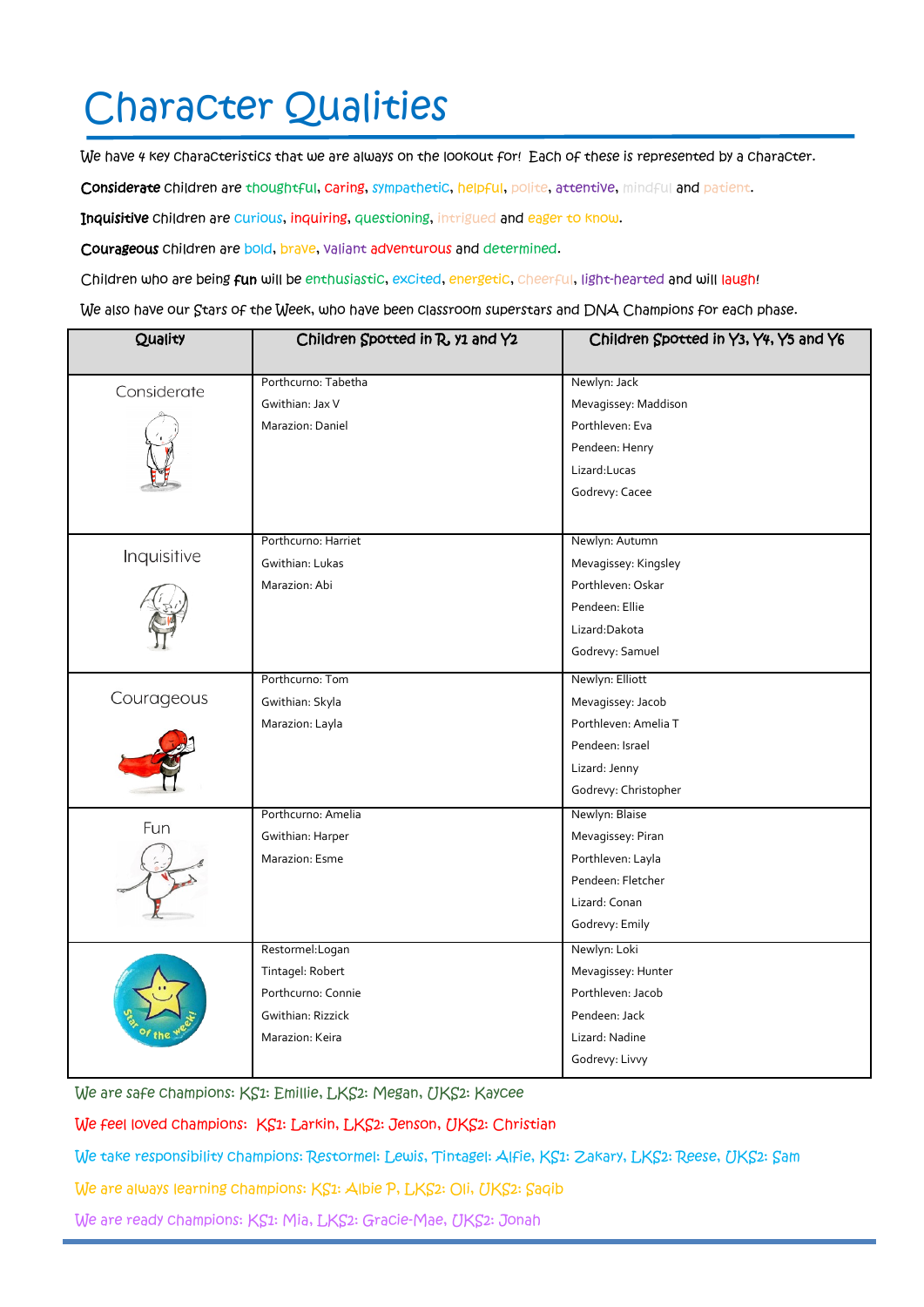# Character Qualities

We have 4 key characteristics that we are always on the lookout for! Each of these is represented by a character.

**Considerate** children are thoughtful, caring, sympathetic, helpful, polite, attentive, mindful and patient.

**Inquisitive** children are curious, inquiring, questioning, intrigued and eager to know.

**Courageous** children are bold, brave, valiant adventurous and determined.

Children who are being **fun** will be enthusiastic, excited, energetic, cheerful, light-hearted and will laugh!

We also have our Stars of the Week, who have been classroom superstars and DNA Champions for each phase.

| Quality | Children Spotted in R, Y1 and Y2 | Children Spotted in Y3, Y4, Y5 and Y6 |
|---|---|---|
| Considerate | Porthcurno: Tabetha<br>Gwithian: Jax V<br>Marazion: Daniel | Newlyn: Jack<br>Mevagissey: Maddison<br>Porthleven: Eva<br>Pendeen: Henry<br>Lizard:Lucas<br>Godrevy: Cacee |
| Inquisitive | Porthcurno: Harriet<br>Gwithian: Lukas<br>Marazion: Abi | Newlyn: Autumn<br>Mevagissey: Kingsley<br>Porthleven: Oskar<br>Pendeen: Ellie<br>Lizard:Dakota<br>Godrevy: Samuel |
| Courageous | Porthcurno: Tom<br>Gwithian: Skyla<br>Marazion: Layla | Newlyn: Elliott<br>Mevagissey: Jacob<br>Porthleven: Amelia T<br>Pendeen: Israel<br>Lizard: Jenny<br>Godrevy: Christopher |
| Fun | Porthcurno: Amelia<br>Gwithian: Harper<br>Marazion: Esme | Newlyn: Blaise<br>Mevagissey: Piran<br>Porthleven: Layla<br>Pendeen: Fletcher<br>Lizard: Conan<br>Godrevy: Emily |
| Star of the week! | Restormel:Logan<br>Tintagel: Robert<br>Porthcurno: Connie<br>Gwithian: Rizzick<br>Marazion: Keira | Newlyn: Loki<br>Mevagissey: Hunter<br>Porthleven: Jacob<br>Pendeen: Jack<br>Lizard: Nadine<br>Godrevy: Livvy |

We are safe champions: KS1: Emillie, LKS2: Megan, UKS2: Kaycee

We feel loved champions: KS1: Larkin, LKS2: Jenson, UKS2: Christian

We take responsibility champions: Restormel: Lewis, Tintagel: Alfie, KS1: Zakary, LKS2: Reese, UKS2: Sam

We are always learning champions: KS1: Albie P, LKS2: Oli, UKS2: Saqib

We are ready champions: KS1: Mia, LKS2: Gracie-Mae, UKS2: Jonah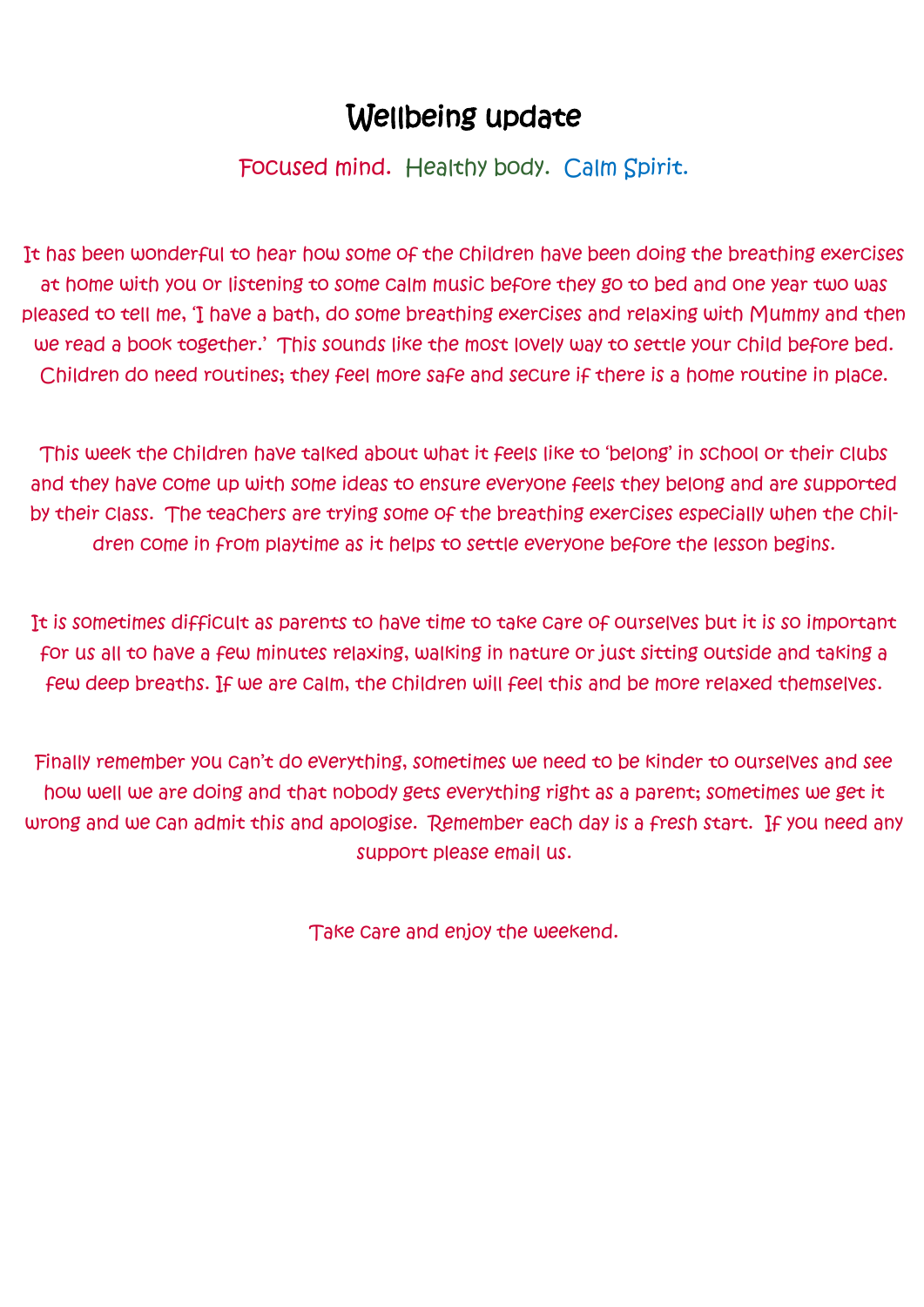# Wellbeing update

Focused mind. Healthy body. Calm Spirit.

It has been wonderful to hear how some of the children have been doing the breathing exercises at home with you or listening to some calm music before they go to bed and one year two was pleased to tell me, 'I have a bath, do some breathing exercises and relaxing with Mummy and then we read a book together.' This sounds like the most lovely way to settle your child before bed. Children do need routines; they feel more safe and secure if there is a home routine in place.

This week the children have talked about what it feels like to 'belong' in school or their clubs and they have come up with some ideas to ensure everyone feels they belong and are supported by their class. The teachers are trying some of the breathing exercises especially when the children come in from playtime as it helps to settle everyone before the lesson begins.

It is sometimes difficult as parents to have time to take care of ourselves but it is so important for us all to have a few minutes relaxing, walking in nature or just sitting outside and taking a few deep breaths. If we are calm, the children will feel this and be more relaxed themselves.

Finally remember you can't do everything, sometimes we need to be kinder to ourselves and see how well we are doing and that nobody gets everything right as a parent; sometimes we get it wrong and we can admit this and apologise. Remember each day is a fresh start. If you need any support please email us.

Take care and enjoy the weekend.